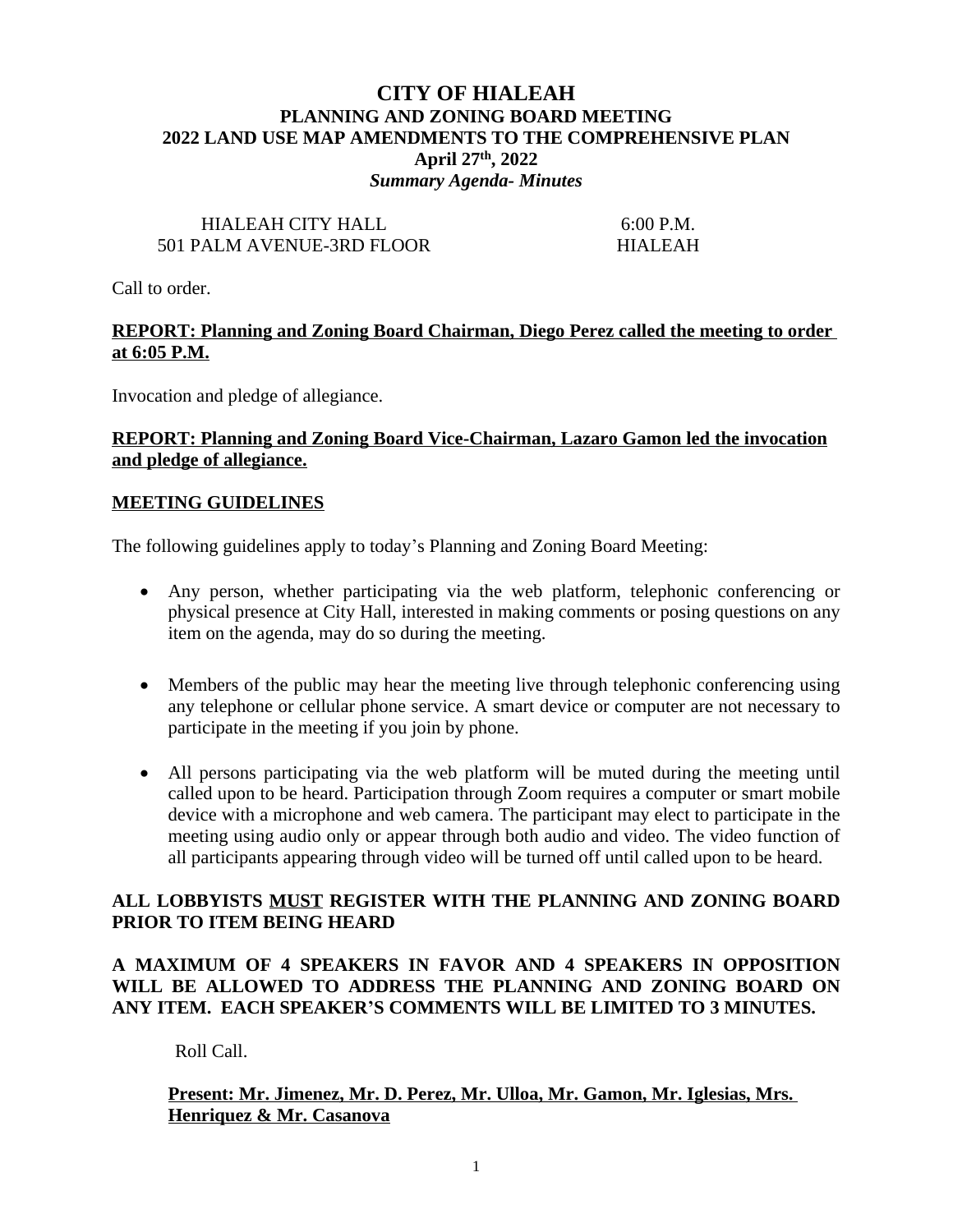# CITY OF HIALEAH

## PLANNING AND ZONING BOARD MEETING

## 2022 LAND USE MAP AMENDMENTS TO THE COMPREHENSIVE PLAN

**April 27th, 2022**

***Summary Agenda- Minutes***

HIALEAH CITY HALL
501 PALM AVENUE-3RD FLOOR

6:00 P.M.
HIALEAH

Call to order.

**REPORT: Planning and Zoning Board Chairman, Diego Perez called the meeting to order at 6:05 P.M.**

Invocation and pledge of allegiance.

**REPORT: Planning and Zoning Board Vice-Chairman, Lazaro Gamon led the invocation and pledge of allegiance.**

**MEETING GUIDELINES**

The following guidelines apply to today's Planning and Zoning Board Meeting:

- Any person, whether participating via the web platform, telephonic conferencing or physical presence at City Hall, interested in making comments or posing questions on any item on the agenda, may do so during the meeting.
- Members of the public may hear the meeting live through telephonic conferencing using any telephone or cellular phone service. A smart device or computer are not necessary to participate in the meeting if you join by phone.
- All persons participating via the web platform will be muted during the meeting until called upon to be heard. Participation through Zoom requires a computer or smart mobile device with a microphone and web camera. The participant may elect to participate in the meeting using audio only or appear through both audio and video. The video function of all participants appearing through video will be turned off until called upon to be heard.

**ALL LOBBYISTS MUST REGISTER WITH THE PLANNING AND ZONING BOARD PRIOR TO ITEM BEING HEARD**

**A MAXIMUM OF 4 SPEAKERS IN FAVOR AND 4 SPEAKERS IN OPPOSITION WILL BE ALLOWED TO ADDRESS THE PLANNING AND ZONING BOARD ON ANY ITEM. EACH SPEAKER'S COMMENTS WILL BE LIMITED TO 3 MINUTES.**

Roll Call.

**Present: Mr. Jimenez, Mr. D. Perez, Mr. Ulloa, Mr. Gamon, Mr. Iglesias, Mrs. Henriquez & Mr. Casanova**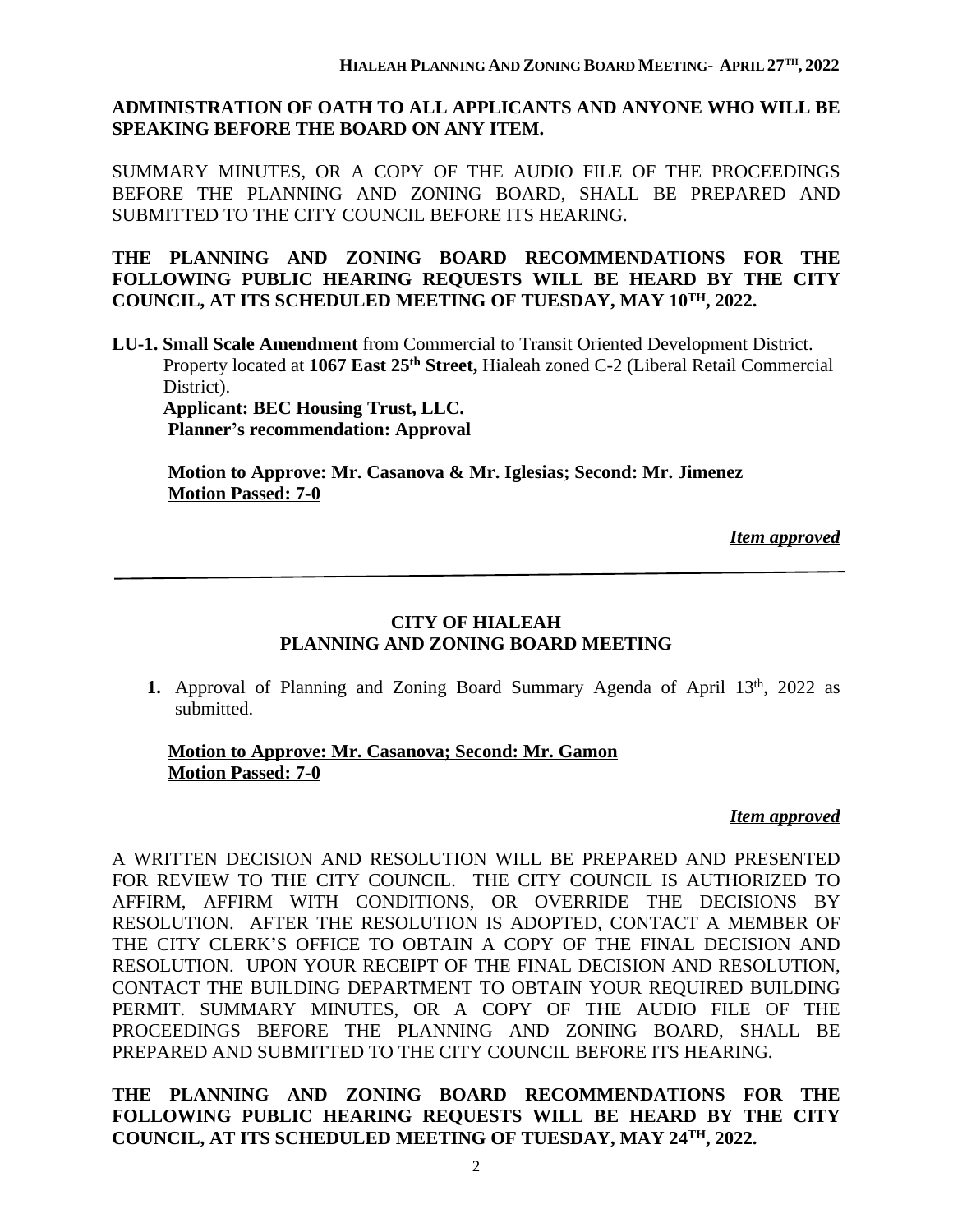**ADMINISTRATION OF OATH TO ALL APPLICANTS AND ANYONE WHO WILL BE SPEAKING BEFORE THE BOARD ON ANY ITEM.**

SUMMARY MINUTES, OR A COPY OF THE AUDIO FILE OF THE PROCEEDINGS BEFORE THE PLANNING AND ZONING BOARD, SHALL BE PREPARED AND SUBMITTED TO THE CITY COUNCIL BEFORE ITS HEARING.

**THE PLANNING AND ZONING BOARD RECOMMENDATIONS FOR THE FOLLOWING PUBLIC HEARING REQUESTS WILL BE HEARD BY THE CITY COUNCIL, AT ITS SCHEDULED MEETING OF TUESDAY, MAY 10TH, 2022.**

**LU-1. Small Scale Amendment** from Commercial to Transit Oriented Development District. Property located at **1067 East 25th Street,** Hialeah zoned C-2 (Liberal Retail Commercial District).
**Applicant: BEC Housing Trust, LLC.**
**Planner's recommendation: Approval**

**Motion to Approve: Mr. Casanova & Mr. Iglesias; Second: Mr. Jimenez**
**Motion Passed: 7-0**

***Item approved***

---

## CITY OF HIALEAH
## PLANNING AND ZONING BOARD MEETING

1. Approval of Planning and Zoning Board Summary Agenda of April 13th, 2022 as submitted.

**Motion to Approve: Mr. Casanova; Second: Mr. Gamon**
**Motion Passed: 7-0**

***Item approved***

A WRITTEN DECISION AND RESOLUTION WILL BE PREPARED AND PRESENTED FOR REVIEW TO THE CITY COUNCIL. THE CITY COUNCIL IS AUTHORIZED TO AFFIRM, AFFIRM WITH CONDITIONS, OR OVERRIDE THE DECISIONS BY RESOLUTION. AFTER THE RESOLUTION IS ADOPTED, CONTACT A MEMBER OF THE CITY CLERK'S OFFICE TO OBTAIN A COPY OF THE FINAL DECISION AND RESOLUTION. UPON YOUR RECEIPT OF THE FINAL DECISION AND RESOLUTION, CONTACT THE BUILDING DEPARTMENT TO OBTAIN YOUR REQUIRED BUILDING PERMIT. SUMMARY MINUTES, OR A COPY OF THE AUDIO FILE OF THE PROCEEDINGS BEFORE THE PLANNING AND ZONING BOARD, SHALL BE PREPARED AND SUBMITTED TO THE CITY COUNCIL BEFORE ITS HEARING.

**THE PLANNING AND ZONING BOARD RECOMMENDATIONS FOR THE FOLLOWING PUBLIC HEARING REQUESTS WILL BE HEARD BY THE CITY COUNCIL, AT ITS SCHEDULED MEETING OF TUESDAY, MAY 24TH, 2022.**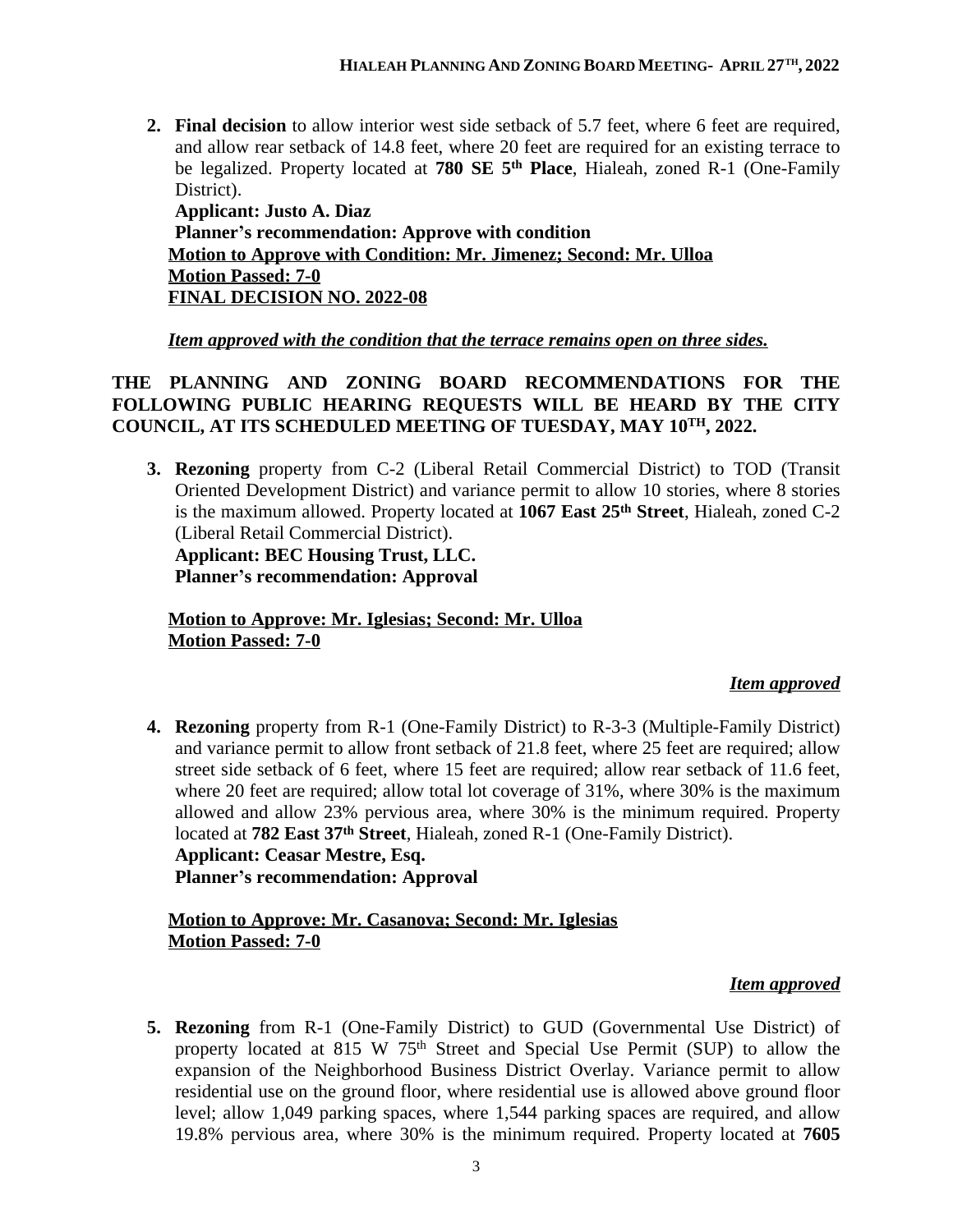2. **Final decision** to allow interior west side setback of 5.7 feet, where 6 feet are required, and allow rear setback of 14.8 feet, where 20 feet are required for an existing terrace to be legalized. Property located at **780 SE 5th Place**, Hialeah, zoned R-1 (One-Family District).
   **Applicant: Justo A. Diaz**
   **Planner's recommendation: Approve with condition**
   **Motion to Approve with Condition: Mr. Jimenez; Second: Mr. Ulloa**
   **Motion Passed: 7-0**
   **FINAL DECISION NO. 2022-08**

   ***Item approved with the condition that the terrace remains open on three sides.***

**THE PLANNING AND ZONING BOARD RECOMMENDATIONS FOR THE FOLLOWING PUBLIC HEARING REQUESTS WILL BE HEARD BY THE CITY COUNCIL, AT ITS SCHEDULED MEETING OF TUESDAY, MAY 10TH, 2022.**

3. **Rezoning** property from C-2 (Liberal Retail Commercial District) to TOD (Transit Oriented Development District) and variance permit to allow 10 stories, where 8 stories is the maximum allowed. Property located at **1067 East 25th Street**, Hialeah, zoned C-2 (Liberal Retail Commercial District).
   **Applicant: BEC Housing Trust, LLC.**
   **Planner's recommendation: Approval**

   **Motion to Approve: Mr. Iglesias; Second: Mr. Ulloa**
   **Motion Passed: 7-0**

   ***Item approved***

4. **Rezoning** property from R-1 (One-Family District) to R-3-3 (Multiple-Family District) and variance permit to allow front setback of 21.8 feet, where 25 feet are required; allow street side setback of 6 feet, where 15 feet are required; allow rear setback of 11.6 feet, where 20 feet are required; allow total lot coverage of 31%, where 30% is the maximum allowed and allow 23% pervious area, where 30% is the minimum required. Property located at **782 East 37th Street**, Hialeah, zoned R-1 (One-Family District).
   **Applicant: Ceasar Mestre, Esq.**
   **Planner's recommendation: Approval**

   **Motion to Approve: Mr. Casanova; Second: Mr. Iglesias**
   **Motion Passed: 7-0**

   ***Item approved***

5. **Rezoning** from R-1 (One-Family District) to GUD (Governmental Use District) of property located at 815 W 75th Street and Special Use Permit (SUP) to allow the expansion of the Neighborhood Business District Overlay. Variance permit to allow residential use on the ground floor, where residential use is allowed above ground floor level; allow 1,049 parking spaces, where 1,544 parking spaces are required, and allow 19.8% pervious area, where 30% is the minimum required. Property located at **7605**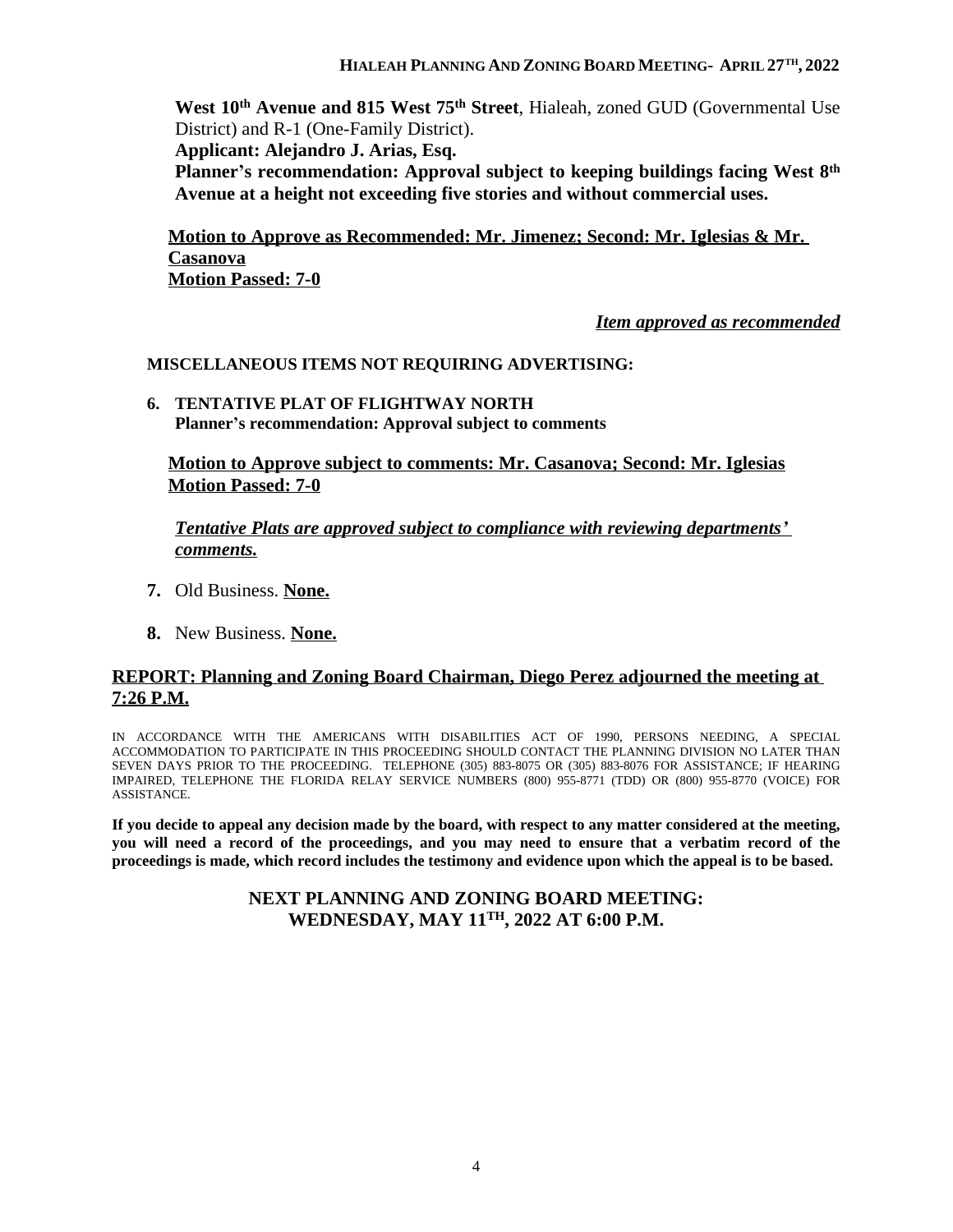**West 10th Avenue and 815 West 75th Street**, Hialeah, zoned GUD (Governmental Use District) and R-1 (One-Family District).
**Applicant: Alejandro J. Arias, Esq.**
**Planner's recommendation: Approval subject to keeping buildings facing West 8th Avenue at a height not exceeding five stories and without commercial uses.**

**Motion to Approve as Recommended: Mr. Jimenez; Second: Mr. Iglesias & Mr. Casanova**
**Motion Passed: 7-0**

***Item approved as recommended***

**MISCELLANEOUS ITEMS NOT REQUIRING ADVERTISING:**

**6. TENTATIVE PLAT OF FLIGHTWAY NORTH**
**Planner's recommendation: Approval subject to comments**

**Motion to Approve subject to comments: Mr. Casanova; Second: Mr. Iglesias**
**Motion Passed: 7-0**

***Tentative Plats are approved subject to compliance with reviewing departments' comments.***

**7.** Old Business. **None.**

**8.** New Business. **None.**

## REPORT: Planning and Zoning Board Chairman, Diego Perez adjourned the meeting at 7:26 P.M.

IN ACCORDANCE WITH THE AMERICANS WITH DISABILITIES ACT OF 1990, PERSONS NEEDING, A SPECIAL ACCOMMODATION TO PARTICIPATE IN THIS PROCEEDING SHOULD CONTACT THE PLANNING DIVISION NO LATER THAN SEVEN DAYS PRIOR TO THE PROCEEDING. TELEPHONE (305) 883-8075 OR (305) 883-8076 FOR ASSISTANCE; IF HEARING IMPAIRED, TELEPHONE THE FLORIDA RELAY SERVICE NUMBERS (800) 955-8771 (TDD) OR (800) 955-8770 (VOICE) FOR ASSISTANCE.

**If you decide to appeal any decision made by the board, with respect to any matter considered at the meeting, you will need a record of the proceedings, and you may need to ensure that a verbatim record of the proceedings is made, which record includes the testimony and evidence upon which the appeal is to be based.**

**NEXT PLANNING AND ZONING BOARD MEETING:**
**WEDNESDAY, MAY 11TH, 2022 AT 6:00 P.M.**